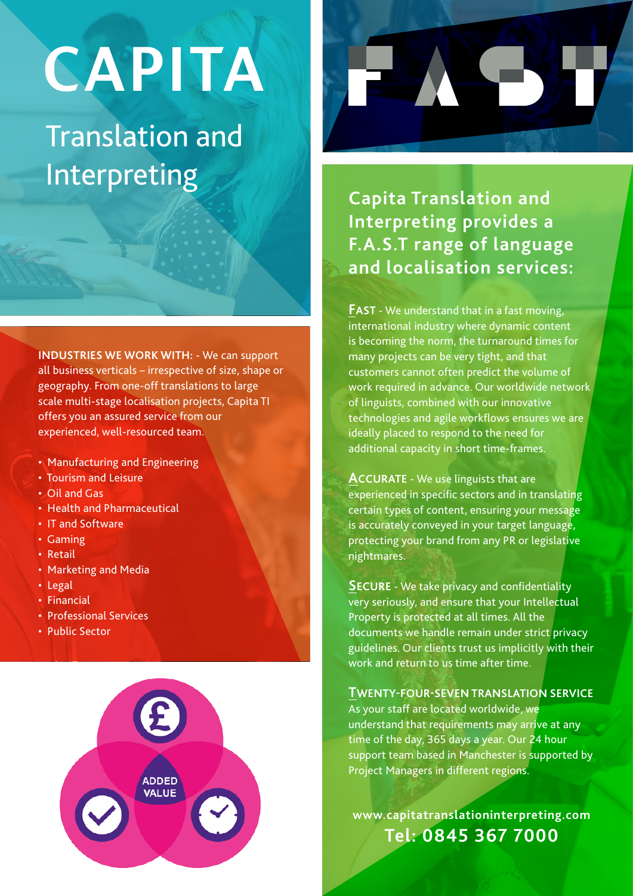# CAPITA

## Translation and Interpreting

**INDUSTRIES WE WORK WITH:** - We can support all business verticals – irrespective of size, shape or geography. From one-off translations to large scale multi-stage localisation projects, Capita TI offers you an assured service from our experienced, well-resourced team.

- Manufacturing and Engineering
- Tourism and Leisure
- Oil and Gas
- Health and Pharmaceutical
- IT and Software
- Gaming
- Retail
- Marketing and Media
- Legal
- Financial
- Professional Services
- Public Sector

ADDED VALUE

# FAST

## Capita Translation and Interpreting provides a F.A.S.T range of language and localisation services:

**FAST** - We understand that in a fast moving, international industry where dynamic content is becoming the norm, the turnaround times for many projects can be very tight, and that customers cannot often predict the volume of work required in advance. Our worldwide network of linguists, combined with our innovative technologies and agile workflows ensures we are ideally placed to respond to the need for additional capacity in short time-frames.

**ACCURATE** - We use linguists that are experienced in specific sectors and in translating certain types of content, ensuring your message is accurately conveyed in your target language, protecting your brand from any PR or legislative nightmares.

**SECURE** - We take privacy and confidentiality very seriously, and ensure that your Intellectual Property is protected at all times. All the documents we handle remain under strict privacy guidelines. Our clients trust us implicitly with their work and return to us time after time.

**TWENTY-FOUR-SEVEN TRANSLATION SERVICE**
As your staff are located worldwide, we understand that requirements may arrive at any time of the day, 365 days a year. Our 24 hour support team based in Manchester is supported by Project Managers in different regions.

**www.capitatranslationinterpreting.com**
**Tel: 0845 367 7000**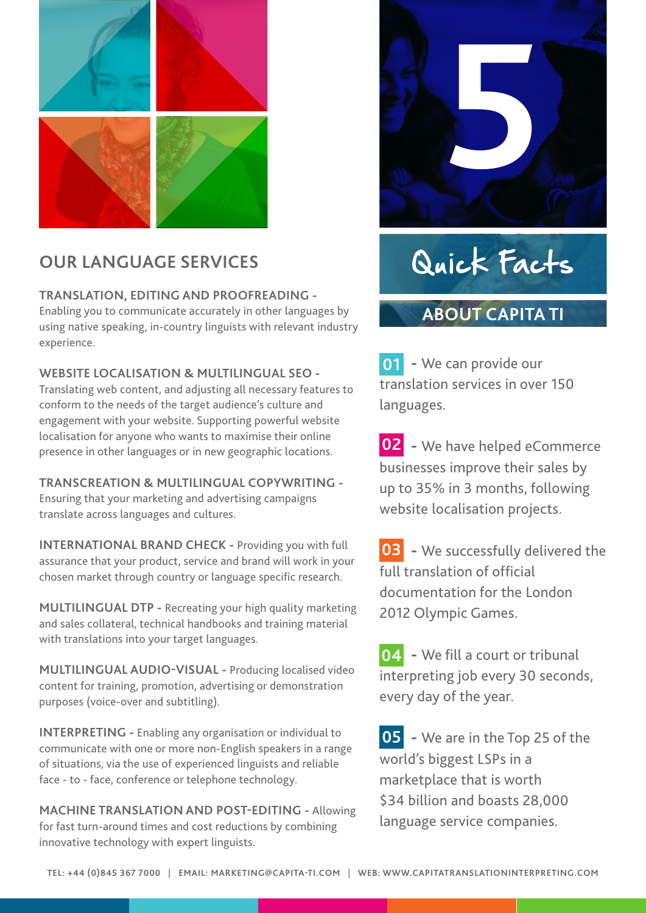## OUR LANGUAGE SERVICES

**TRANSLATION, EDITING AND PROOFREADING -** Enabling you to communicate accurately in other languages by using native speaking, in-country linguists with relevant industry experience.

**WEBSITE LOCALISATION & MULTILINGUAL SEO -** Translating web content, and adjusting all necessary features to conform to the needs of the target audience's culture and engagement with your website. Supporting powerful website localisation for anyone who wants to maximise their online presence in other languages or in new geographic locations.

**TRANSCREATION & MULTILINGUAL COPYWRITING -** Ensuring that your marketing and advertising campaigns translate across languages and cultures.

**INTERNATIONAL BRAND CHECK -** Providing you with full assurance that your product, service and brand will work in your chosen market through country or language specific research.

**MULTILINGUAL DTP -** Recreating your high quality marketing and sales collateral, technical handbooks and training material with translations into your target languages.

**MULTILINGUAL AUDIO-VISUAL -** Producing localised video content for training, promotion, advertising or demonstration purposes (voice-over and subtitling).

**INTERPRETING -** Enabling any organisation or individual to communicate with one or more non-English speakers in a range of situations, via the use of experienced linguists and reliable face - to - face, conference or telephone technology.

**MACHINE TRANSLATION AND POST-EDITING -** Allowing for fast turn-around times and cost reductions by combining innovative technology with expert linguists.

# 5 Quick Facts

## ABOUT CAPITA TI

**01** - We can provide our translation services in over 150 languages.

**02** - We have helped eCommerce businesses improve their sales by up to 35% in 3 months, following website localisation projects.

**03** - We successfully delivered the full translation of official documentation for the London 2012 Olympic Games.

**04** - We fill a court or tribunal interpreting job every 30 seconds, every day of the year.

**05** - We are in the Top 25 of the world's biggest LSPs in a marketplace that is worth $34 billion and boasts 28,000 language service companies.

TEL: +44 (0)845 367 7000 | EMAIL: MARKETING@CAPITA-TI.COM | WEB: WWW.CAPITATRANSLATIONINTERPRETING.COM